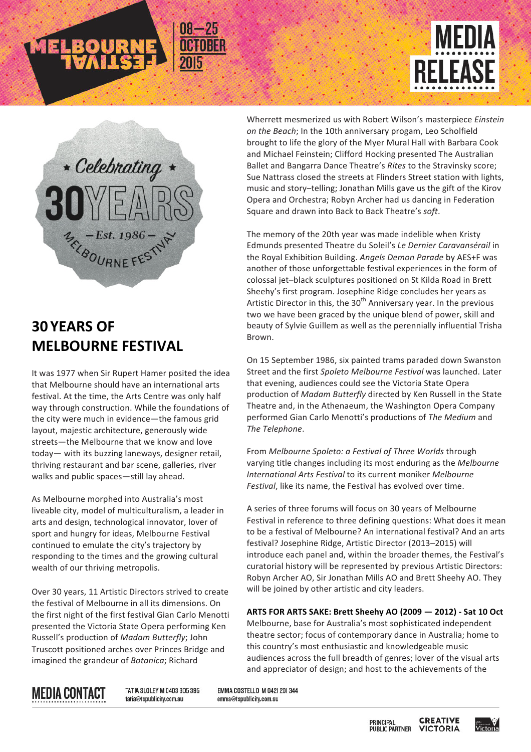MELBOURNE FESTIVAL 08–25 OCTOBER 2015

MEDIA RELEASE

Celebrating 30 YEARS – Est. 1986 – MELBOURNE FESTIVAL

## 30 YEARS OF MELBOURNE FESTIVAL

It was 1977 when Sir Rupert Hamer posited the idea that Melbourne should have an international arts festival. At the time, the Arts Centre was only half way through construction. While the foundations of the city were much in evidence—the famous grid layout, majestic architecture, generously wide streets—the Melbourne that we know and love today— with its buzzing laneways, designer retail, thriving restaurant and bar scene, galleries, river walks and public spaces—still lay ahead.

As Melbourne morphed into Australia's most liveable city, model of multiculturalism, a leader in arts and design, technological innovator, lover of sport and hungry for ideas, Melbourne Festival continued to emulate the city's trajectory by responding to the times and the growing cultural wealth of our thriving metropolis.

Over 30 years, 11 Artistic Directors strived to create the festival of Melbourne in all its dimensions. On the first night of the first festival Gian Carlo Menotti presented the Victoria State Opera performing Ken Russell's production of *Madam Butterfly*; John Truscott positioned arches over Princes Bridge and imagined the grandeur of *Botanica*; Richard Wherrett mesmerized us with Robert Wilson's masterpiece *Einstein on the Beach*; In the 10th anniversary progam, Leo Scholfield brought to life the glory of the Myer Mural Hall with Barbara Cook and Michael Feinstein; Clifford Hocking presented The Australian Ballet and Bangarra Dance Theatre's *Rites* to the Stravinsky score; Sue Nattrass closed the streets at Flinders Street station with lights, music and story–telling; Jonathan Mills gave us the gift of the Kirov Opera and Orchestra; Robyn Archer had us dancing in Federation Square and drawn into Back to Back Theatre's *soft*.

The memory of the 20th year was made indelible when Kristy Edmunds presented Theatre du Soleil's *Le Dernier Caravansérail* in the Royal Exhibition Building. *Angels Demon Parade* by AES+F was another of those unforgettable festival experiences in the form of colossal jet–black sculptures positioned on St Kilda Road in Brett Sheehy's first program. Josephine Ridge concludes her years as Artistic Director in this, the 30th Anniversary year. In the previous two we have been graced by the unique blend of power, skill and beauty of Sylvie Guillem as well as the perennially influential Trisha Brown.

On 15 September 1986, six painted trams paraded down Swanston Street and the first *Spoleto Melbourne Festival* was launched. Later that evening, audiences could see the Victoria State Opera production of *Madam Butterfly* directed by Ken Russell in the State Theatre and, in the Athenaeum, the Washington Opera Company performed Gian Carlo Menotti's productions of *The Medium* and *The Telephone*.

From *Melbourne Spoleto: a Festival of Three Worlds* through varying title changes including its most enduring as the *Melbourne International Arts Festival* to its current moniker *Melbourne Festival*, like its name, the Festival has evolved over time.

A series of three forums will focus on 30 years of Melbourne Festival in reference to three defining questions: What does it mean to be a festival of Melbourne? An international festival? And an arts festival? Josephine Ridge, Artistic Director (2013–2015) will introduce each panel and, within the broader themes, the Festival's curatorial history will be represented by previous Artistic Directors: Robyn Archer AO, Sir Jonathan Mills AO and Brett Sheehy AO. They will be joined by other artistic and city leaders.

**ARTS FOR ARTS SAKE: Brett Sheehy AO (2009 — 2012) - Sat 10 Oct**

Melbourne, base for Australia's most sophisticated independent theatre sector; focus of contemporary dance in Australia; home to this country's most enthusiastic and knowledgeable music audiences across the full breadth of genres; lover of the visual arts and appreciator of design; and host to the achievements of the

MEDIA CONTACT

TATIA SLOLEY M 0403 305 395 tatia@tspublicity.com.au

EMMA COSTELLO M 0421 201 344 emma@tspublicity.com.au

PRINCIPAL PUBLIC PARTNER CREATIVE VICTORIA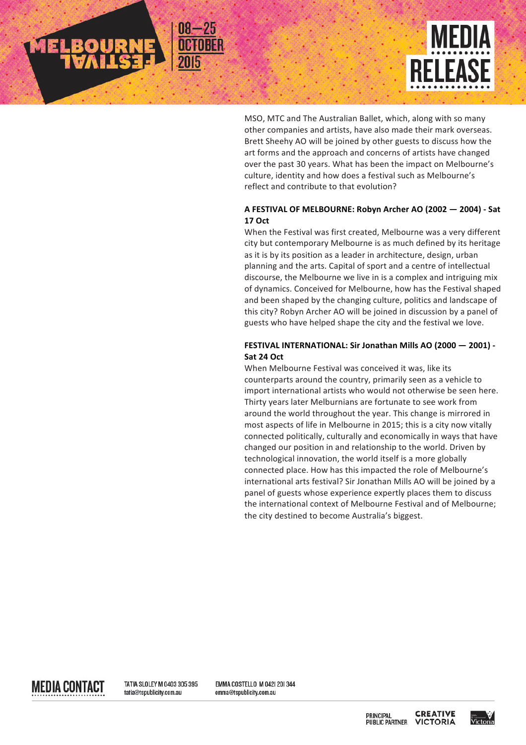MSO, MTC and The Australian Ballet, which, along with so many other companies and artists, have also made their mark overseas. Brett Sheehy AO will be joined by other guests to discuss how the art forms and the approach and concerns of artists have changed over the past 30 years. What has been the impact on Melbourne's culture, identity and how does a festival such as Melbourne's reflect and contribute to that evolution?

**A FESTIVAL OF MELBOURNE: Robyn Archer AO (2002 — 2004) - Sat 17 Oct**

When the Festival was first created, Melbourne was a very different city but contemporary Melbourne is as much defined by its heritage as it is by its position as a leader in architecture, design, urban planning and the arts. Capital of sport and a centre of intellectual discourse, the Melbourne we live in is a complex and intriguing mix of dynamics. Conceived for Melbourne, how has the Festival shaped and been shaped by the changing culture, politics and landscape of this city? Robyn Archer AO will be joined in discussion by a panel of guests who have helped shape the city and the festival we love.

**FESTIVAL INTERNATIONAL: Sir Jonathan Mills AO (2000 — 2001) - Sat 24 Oct**

When Melbourne Festival was conceived it was, like its counterparts around the country, primarily seen as a vehicle to import international artists who would not otherwise be seen here. Thirty years later Melburnians are fortunate to see work from around the world throughout the year. This change is mirrored in most aspects of life in Melbourne in 2015; this is a city now vitally connected politically, culturally and economically in ways that have changed our position in and relationship to the world. Driven by technological innovation, the world itself is a more globally connected place. How has this impacted the role of Melbourne's international arts festival? Sir Jonathan Mills AO will be joined by a panel of guests whose experience expertly places them to discuss the international context of Melbourne Festival and of Melbourne; the city destined to become Australia's biggest.